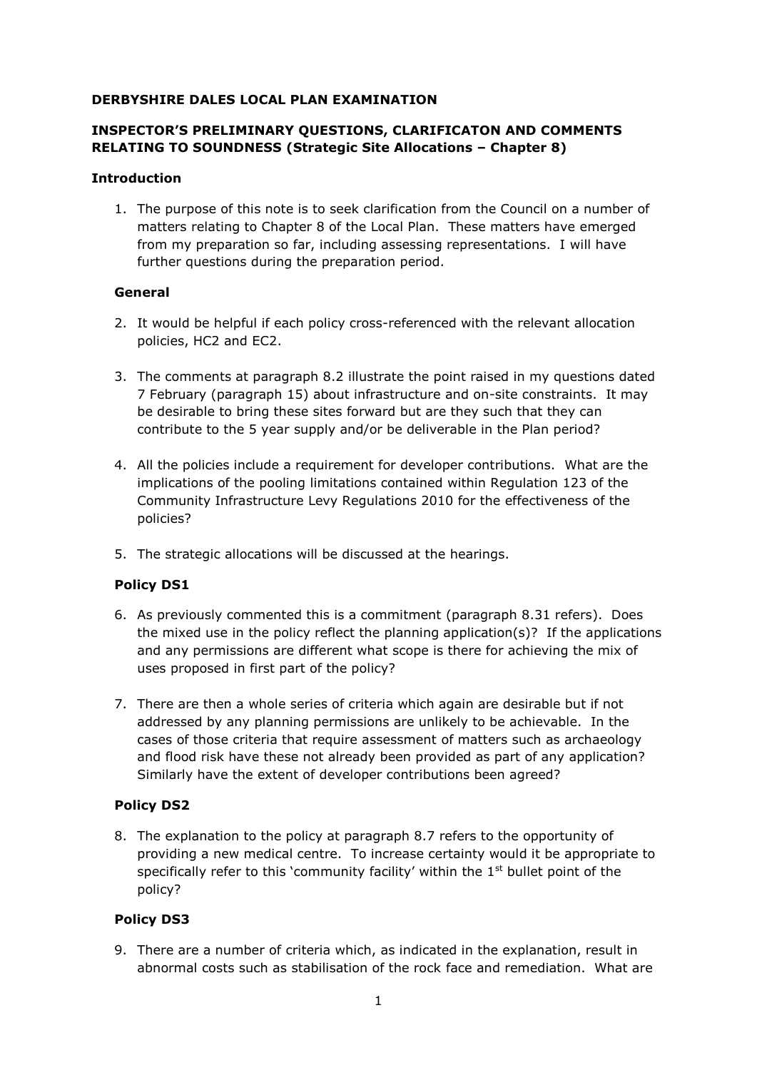**DERBYSHIRE DALES LOCAL PLAN EXAMINATION**

**INSPECTOR'S PRELIMINARY QUESTIONS, CLARIFICATON AND COMMENTS RELATING TO SOUNDNESS (Strategic Site Allocations – Chapter 8)**

**Introduction**

1. The purpose of this note is to seek clarification from the Council on a number of matters relating to Chapter 8 of the Local Plan. These matters have emerged from my preparation so far, including assessing representations. I will have further questions during the preparation period.

**General**

2. It would be helpful if each policy cross-referenced with the relevant allocation policies, HC2 and EC2.

3. The comments at paragraph 8.2 illustrate the point raised in my questions dated 7 February (paragraph 15) about infrastructure and on-site constraints. It may be desirable to bring these sites forward but are they such that they can contribute to the 5 year supply and/or be deliverable in the Plan period?

4. All the policies include a requirement for developer contributions. What are the implications of the pooling limitations contained within Regulation 123 of the Community Infrastructure Levy Regulations 2010 for the effectiveness of the policies?

5. The strategic allocations will be discussed at the hearings.

**Policy DS1**

6. As previously commented this is a commitment (paragraph 8.31 refers). Does the mixed use in the policy reflect the planning application(s)? If the applications and any permissions are different what scope is there for achieving the mix of uses proposed in first part of the policy?

7. There are then a whole series of criteria which again are desirable but if not addressed by any planning permissions are unlikely to be achievable. In the cases of those criteria that require assessment of matters such as archaeology and flood risk have these not already been provided as part of any application? Similarly have the extent of developer contributions been agreed?

**Policy DS2**

8. The explanation to the policy at paragraph 8.7 refers to the opportunity of providing a new medical centre. To increase certainty would it be appropriate to specifically refer to this 'community facility' within the 1st bullet point of the policy?

**Policy DS3**

9. There are a number of criteria which, as indicated in the explanation, result in abnormal costs such as stabilisation of the rock face and remediation. What are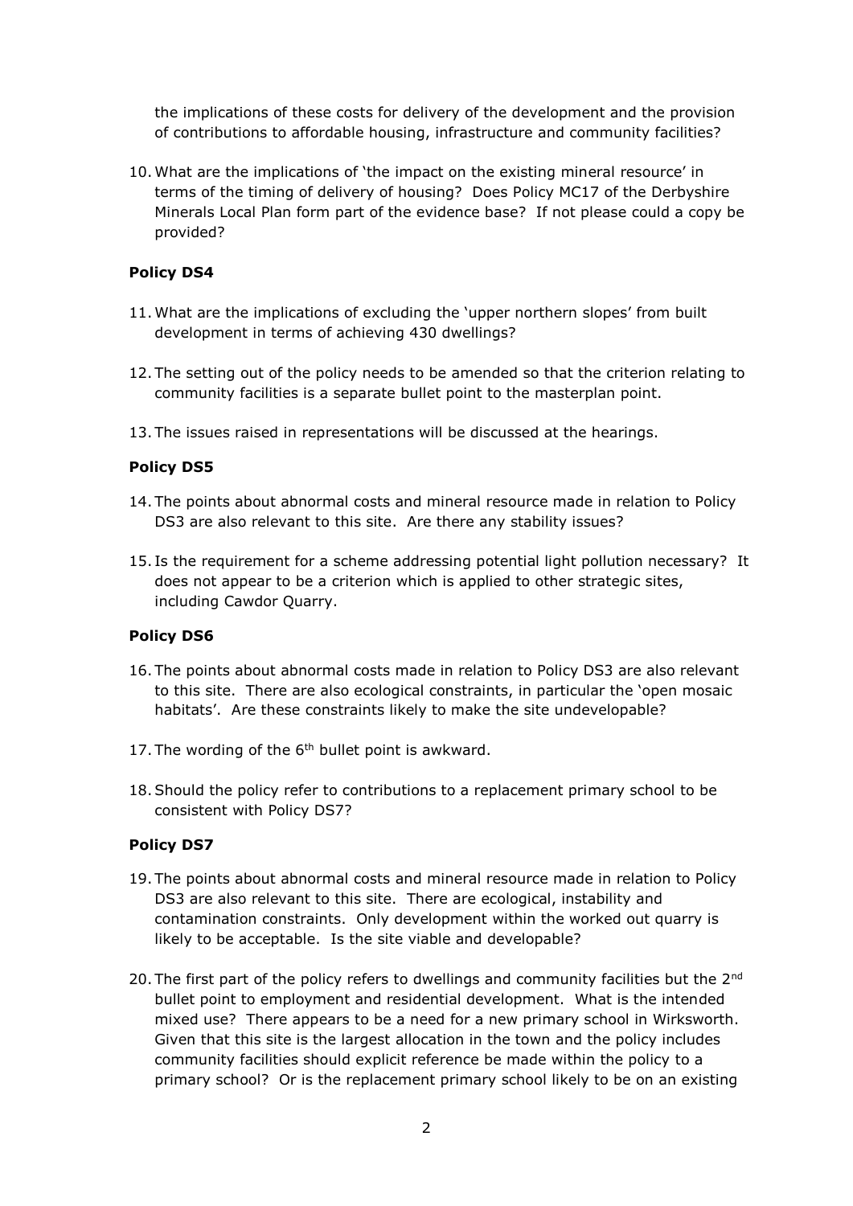the implications of these costs for delivery of the development and the provision of contributions to affordable housing, infrastructure and community facilities?

10. What are the implications of 'the impact on the existing mineral resource' in terms of the timing of delivery of housing? Does Policy MC17 of the Derbyshire Minerals Local Plan form part of the evidence base? If not please could a copy be provided?

**Policy DS4**

11. What are the implications of excluding the 'upper northern slopes' from built development in terms of achieving 430 dwellings?

12. The setting out of the policy needs to be amended so that the criterion relating to community facilities is a separate bullet point to the masterplan point.

13. The issues raised in representations will be discussed at the hearings.

**Policy DS5**

14. The points about abnormal costs and mineral resource made in relation to Policy DS3 are also relevant to this site. Are there any stability issues?

15. Is the requirement for a scheme addressing potential light pollution necessary? It does not appear to be a criterion which is applied to other strategic sites, including Cawdor Quarry.

**Policy DS6**

16. The points about abnormal costs made in relation to Policy DS3 are also relevant to this site. There are also ecological constraints, in particular the 'open mosaic habitats'. Are these constraints likely to make the site undevelopable?

17. The wording of the 6th bullet point is awkward.

18. Should the policy refer to contributions to a replacement primary school to be consistent with Policy DS7?

**Policy DS7**

19. The points about abnormal costs and mineral resource made in relation to Policy DS3 are also relevant to this site. There are ecological, instability and contamination constraints. Only development within the worked out quarry is likely to be acceptable. Is the site viable and developable?

20. The first part of the policy refers to dwellings and community facilities but the 2nd bullet point to employment and residential development. What is the intended mixed use? There appears to be a need for a new primary school in Wirksworth. Given that this site is the largest allocation in the town and the policy includes community facilities should explicit reference be made within the policy to a primary school? Or is the replacement primary school likely to be on an existing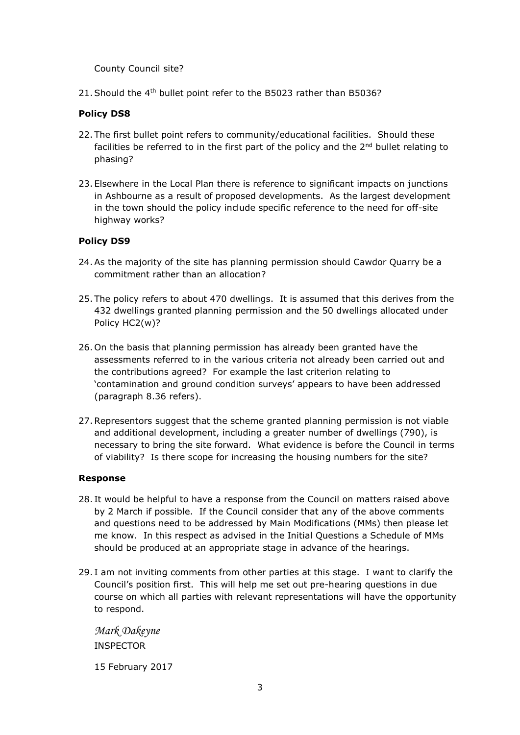County Council site?

21. Should the 4th bullet point refer to the B5023 rather than B5036?

**Policy DS8**

22. The first bullet point refers to community/educational facilities. Should these facilities be referred to in the first part of the policy and the 2nd bullet relating to phasing?

23. Elsewhere in the Local Plan there is reference to significant impacts on junctions in Ashbourne as a result of proposed developments. As the largest development in the town should the policy include specific reference to the need for off-site highway works?

**Policy DS9**

24. As the majority of the site has planning permission should Cawdor Quarry be a commitment rather than an allocation?

25. The policy refers to about 470 dwellings. It is assumed that this derives from the 432 dwellings granted planning permission and the 50 dwellings allocated under Policy HC2(w)?

26. On the basis that planning permission has already been granted have the assessments referred to in the various criteria not already been carried out and the contributions agreed? For example the last criterion relating to 'contamination and ground condition surveys' appears to have been addressed (paragraph 8.36 refers).

27. Representors suggest that the scheme granted planning permission is not viable and additional development, including a greater number of dwellings (790), is necessary to bring the site forward. What evidence is before the Council in terms of viability? Is there scope for increasing the housing numbers for the site?

**Response**

28. It would be helpful to have a response from the Council on matters raised above by 2 March if possible. If the Council consider that any of the above comments and questions need to be addressed by Main Modifications (MMs) then please let me know. In this respect as advised in the Initial Questions a Schedule of MMs should be produced at an appropriate stage in advance of the hearings.

29. I am not inviting comments from other parties at this stage. I want to clarify the Council's position first. This will help me set out pre-hearing questions in due course on which all parties with relevant representations will have the opportunity to respond.

*Mark Dakeyne*
INSPECTOR

15 February 2017